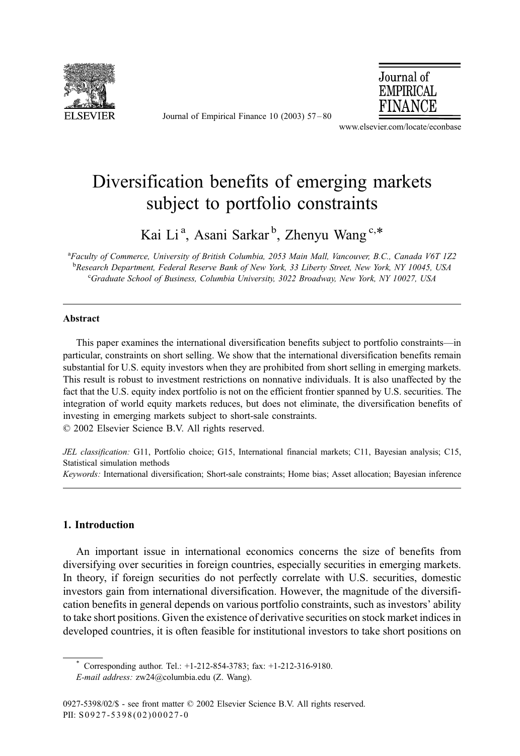# Diversification benefits of emerging markets subject to portfolio constraints

Kai Li [a], Asani Sarkar [b], Zhenyu Wang [c,*]

[a]Faculty of Commerce, University of British Columbia, 2053 Main Mall, Vancouver, B.C., Canada V6T 1Z2
[b]Research Department, Federal Reserve Bank of New York, 33 Liberty Street, New York, NY 10045, USA
[c]Graduate School of Business, Columbia University, 3022 Broadway, New York, NY 10027, USA

---

**Abstract**

This paper examines the international diversification benefits subject to portfolio constraints—in particular, constraints on short selling. We show that the international diversification benefits remain substantial for U.S. equity investors when they are prohibited from short selling in emerging markets. This result is robust to investment restrictions on nonnative individuals. It is also unaffected by the fact that the U.S. equity index portfolio is not on the efficient frontier spanned by U.S. securities. The integration of world equity markets reduces, but does not eliminate, the diversification benefits of investing in emerging markets subject to short-sale constraints.
© 2002 Elsevier Science B.V. All rights reserved.

*JEL classification:* G11, Portfolio choice; G15, International financial markets; C11, Bayesian analysis; C15, Statistical simulation methods
*Keywords:* International diversification; Short-sale constraints; Home bias; Asset allocation; Bayesian inference

---

## 1. Introduction

An important issue in international economics concerns the size of benefits from diversifying over securities in foreign countries, especially securities in emerging markets. In theory, if foreign securities do not perfectly correlate with U.S. securities, domestic investors gain from international diversification. However, the magnitude of the diversification benefits in general depends on various portfolio constraints, such as investors' ability to take short positions. Given the existence of derivative securities on stock market indices in developed countries, it is often feasible for institutional investors to take short positions on

---

\* Corresponding author. Tel.: +1-212-854-3783; fax: +1-212-316-9180.
*E-mail address:* zw24@columbia.edu (Z. Wang).

0927-5398/02/$ - see front matter © 2002 Elsevier Science B.V. All rights reserved.
PII: S0927-5398(02)00027-0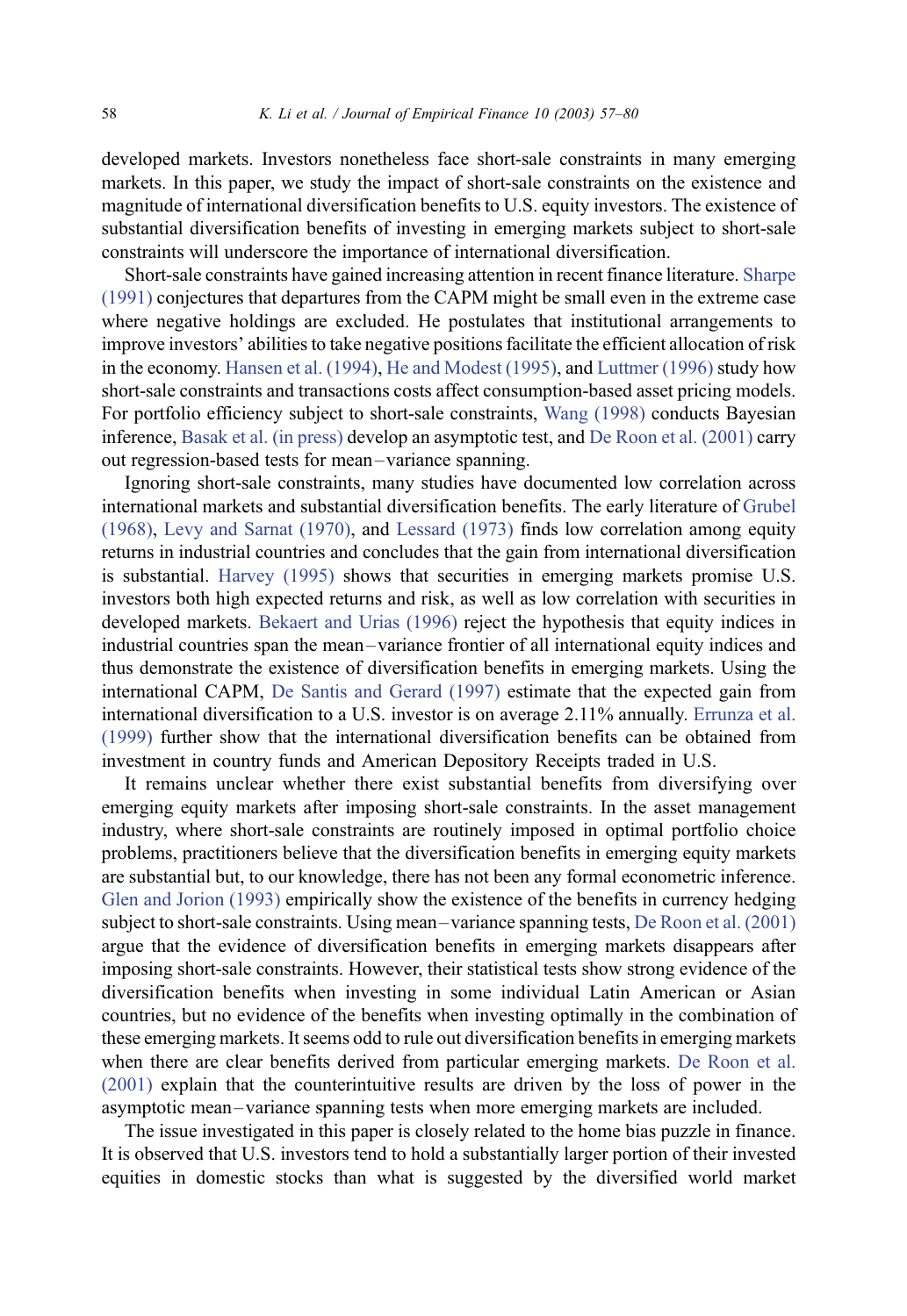developed markets. Investors nonetheless face short-sale constraints in many emerging markets. In this paper, we study the impact of short-sale constraints on the existence and magnitude of international diversification benefits to U.S. equity investors. The existence of substantial diversification benefits of investing in emerging markets subject to short-sale constraints will underscore the importance of international diversification.

Short-sale constraints have gained increasing attention in recent finance literature. Sharpe (1991) conjectures that departures from the CAPM might be small even in the extreme case where negative holdings are excluded. He postulates that institutional arrangements to improve investors' abilities to take negative positions facilitate the efficient allocation of risk in the economy. Hansen et al. (1994), He and Modest (1995), and Luttmer (1996) study how short-sale constraints and transactions costs affect consumption-based asset pricing models. For portfolio efficiency subject to short-sale constraints, Wang (1998) conducts Bayesian inference, Basak et al. (in press) develop an asymptotic test, and De Roon et al. (2001) carry out regression-based tests for mean–variance spanning.

Ignoring short-sale constraints, many studies have documented low correlation across international markets and substantial diversification benefits. The early literature of Grubel (1968), Levy and Sarnat (1970), and Lessard (1973) finds low correlation among equity returns in industrial countries and concludes that the gain from international diversification is substantial. Harvey (1995) shows that securities in emerging markets promise U.S. investors both high expected returns and risk, as well as low correlation with securities in developed markets. Bekaert and Urias (1996) reject the hypothesis that equity indices in industrial countries span the mean–variance frontier of all international equity indices and thus demonstrate the existence of diversification benefits in emerging markets. Using the international CAPM, De Santis and Gerard (1997) estimate that the expected gain from international diversification to a U.S. investor is on average 2.11% annually. Errunza et al. (1999) further show that the international diversification benefits can be obtained from investment in country funds and American Depository Receipts traded in U.S.

It remains unclear whether there exist substantial benefits from diversifying over emerging equity markets after imposing short-sale constraints. In the asset management industry, where short-sale constraints are routinely imposed in optimal portfolio choice problems, practitioners believe that the diversification benefits in emerging equity markets are substantial but, to our knowledge, there has not been any formal econometric inference. Glen and Jorion (1993) empirically show the existence of the benefits in currency hedging subject to short-sale constraints. Using mean–variance spanning tests, De Roon et al. (2001) argue that the evidence of diversification benefits in emerging markets disappears after imposing short-sale constraints. However, their statistical tests show strong evidence of the diversification benefits when investing in some individual Latin American or Asian countries, but no evidence of the benefits when investing optimally in the combination of these emerging markets. It seems odd to rule out diversification benefits in emerging markets when there are clear benefits derived from particular emerging markets. De Roon et al. (2001) explain that the counterintuitive results are driven by the loss of power in the asymptotic mean–variance spanning tests when more emerging markets are included.

The issue investigated in this paper is closely related to the home bias puzzle in finance. It is observed that U.S. investors tend to hold a substantially larger portion of their invested equities in domestic stocks than what is suggested by the diversified world market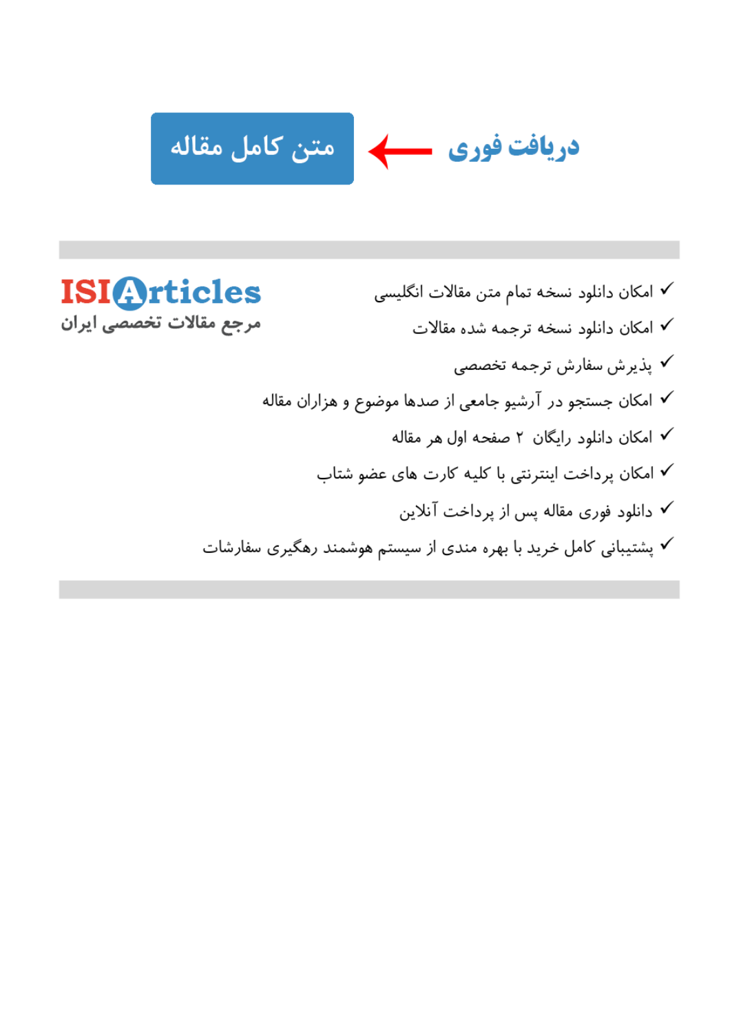دریافت فوری ← **متن کامل مقاله**

**ISIArticles**
مرجع مقالات تخصصی ایران

- ✓ امکان دانلود نسخه تمام متن مقالات انگلیسی
- ✓ امکان دانلود نسخه ترجمه شده مقالات
- ✓ پذیرش سفارش ترجمه تخصصی
- ✓ امکان جستجو در آرشیو جامعی از صدها موضوع و هزاران مقاله
- ✓ امکان دانلود رایگان ۲ صفحه اول هر مقاله
- ✓ امکان پرداخت اینترنتی با کلیه کارت های عضو شتاب
- ✓ دانلود فوری مقاله پس از پرداخت آنلاین
- ✓ پشتیبانی کامل خرید با بهره مندی از سیستم هوشمند رهگیری سفارشات